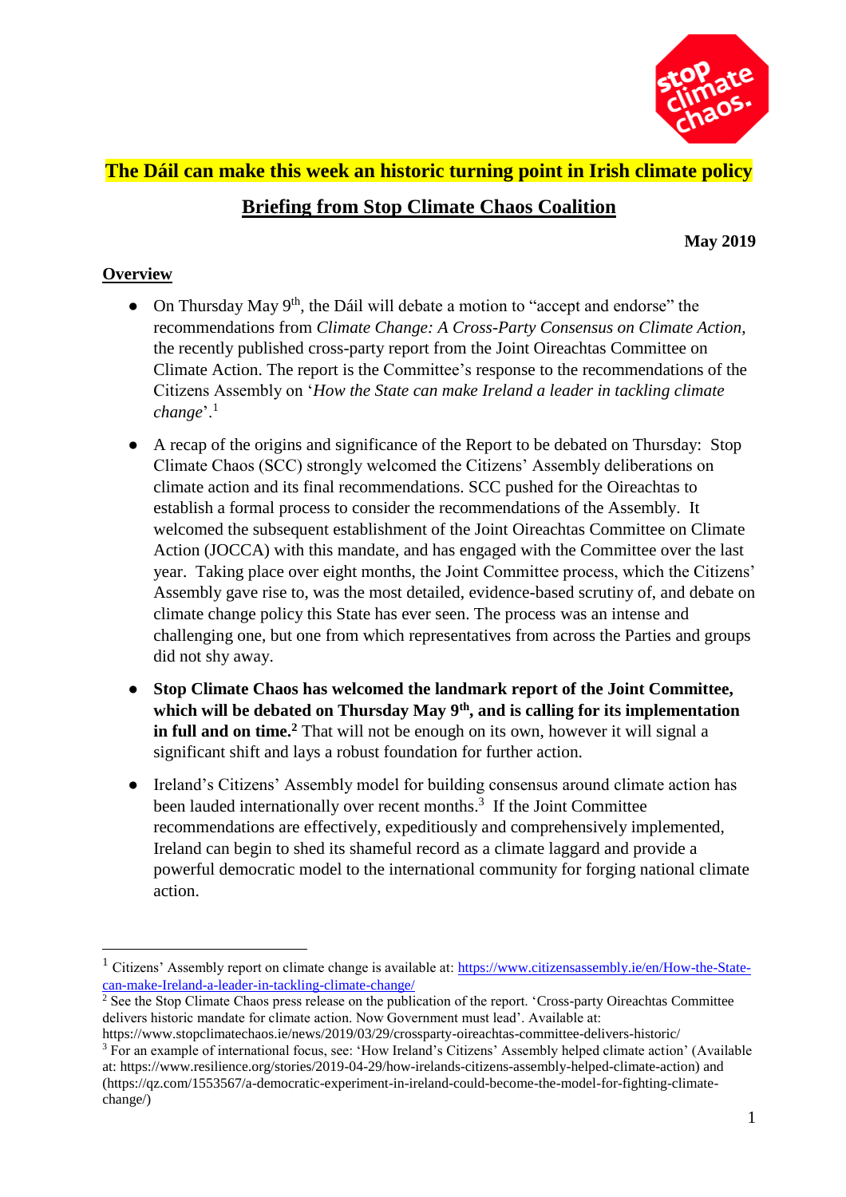**The Dáil can make this week an historic turning point in Irish climate policy**

## Briefing from Stop Climate Chaos Coalition

**May 2019**

### Overview

- On Thursday May 9th, the Dáil will debate a motion to "accept and endorse" the recommendations from *Climate Change: A Cross-Party Consensus on Climate Action*, the recently published cross-party report from the Joint Oireachtas Committee on Climate Action. The report is the Committee's response to the recommendations of the Citizens Assembly on '*How the State can make Ireland a leader in tackling climate change*'.[1]
- A recap of the origins and significance of the Report to be debated on Thursday: Stop Climate Chaos (SCC) strongly welcomed the Citizens' Assembly deliberations on climate action and its final recommendations. SCC pushed for the Oireachtas to establish a formal process to consider the recommendations of the Assembly. It welcomed the subsequent establishment of the Joint Oireachtas Committee on Climate Action (JOCCA) with this mandate, and has engaged with the Committee over the last year. Taking place over eight months, the Joint Committee process, which the Citizens' Assembly gave rise to, was the most detailed, evidence-based scrutiny of, and debate on climate change policy this State has ever seen. The process was an intense and challenging one, but one from which representatives from across the Parties and groups did not shy away.
- **Stop Climate Chaos has welcomed the landmark report of the Joint Committee, which will be debated on Thursday May 9th, and is calling for its implementation in full and on time.**[2] That will not be enough on its own, however it will signal a significant shift and lays a robust foundation for further action.
- Ireland's Citizens' Assembly model for building consensus around climate action has been lauded internationally over recent months.[3] If the Joint Committee recommendations are effectively, expeditiously and comprehensively implemented, Ireland can begin to shed its shameful record as a climate laggard and provide a powerful democratic model to the international community for forging national climate action.

---

[1] Citizens' Assembly report on climate change is available at: https://www.citizensassembly.ie/en/How-the-State-can-make-Ireland-a-leader-in-tackling-climate-change/

[2] See the Stop Climate Chaos press release on the publication of the report. 'Cross-party Oireachtas Committee delivers historic mandate for climate action. Now Government must lead'. Available at: https://www.stopclimatechaos.ie/news/2019/03/29/crossparty-oireachtas-committee-delivers-historic/

[3] For an example of international focus, see: 'How Ireland's Citizens' Assembly helped climate action' (Available at: https://www.resilience.org/stories/2019-04-29/how-irelands-citizens-assembly-helped-climate-action) and (https://qz.com/1553567/a-democratic-experiment-in-ireland-could-become-the-model-for-fighting-climate-change/)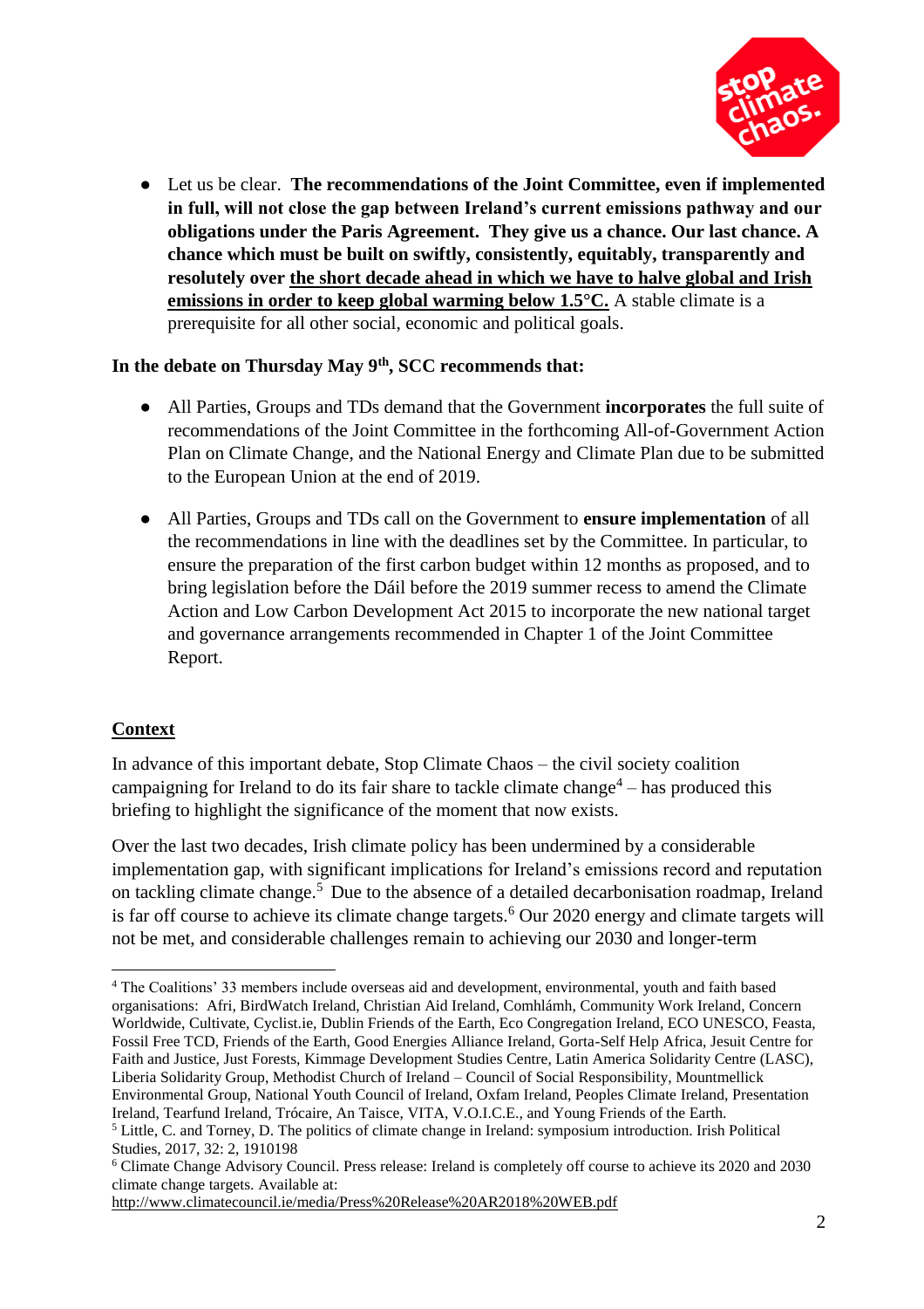- Let us be clear. **The recommendations of the Joint Committee, even if implemented in full, will not close the gap between Ireland's current emissions pathway and our obligations under the Paris Agreement. They give us a chance. Our last chance. A chance which must be built on swiftly, consistently, equitably, transparently and resolutely over <u>the short decade ahead in which we have to halve global and Irish emissions in order to keep global warming below 1.5°C.</u>** A stable climate is a prerequisite for all other social, economic and political goals.

**In the debate on Thursday May 9th, SCC recommends that:**

- All Parties, Groups and TDs demand that the Government **incorporates** the full suite of recommendations of the Joint Committee in the forthcoming All-of-Government Action Plan on Climate Change, and the National Energy and Climate Plan due to be submitted to the European Union at the end of 2019.

- All Parties, Groups and TDs call on the Government to **ensure implementation** of all the recommendations in line with the deadlines set by the Committee. In particular, to ensure the preparation of the first carbon budget within 12 months as proposed, and to bring legislation before the Dáil before the 2019 summer recess to amend the Climate Action and Low Carbon Development Act 2015 to incorporate the new national target and governance arrangements recommended in Chapter 1 of the Joint Committee Report.

## Context

In advance of this important debate, Stop Climate Chaos – the civil society coalition campaigning for Ireland to do its fair share to tackle climate change[4] – has produced this briefing to highlight the significance of the moment that now exists.

Over the last two decades, Irish climate policy has been undermined by a considerable implementation gap, with significant implications for Ireland's emissions record and reputation on tackling climate change.[5] Due to the absence of a detailed decarbonisation roadmap, Ireland is far off course to achieve its climate change targets.[6] Our 2020 energy and climate targets will not be met, and considerable challenges remain to achieving our 2030 and longer-term

---

[4] The Coalitions' 33 members include overseas aid and development, environmental, youth and faith based organisations: Afri, BirdWatch Ireland, Christian Aid Ireland, Comhlámh, Community Work Ireland, Concern Worldwide, Cultivate, Cyclist.ie, Dublin Friends of the Earth, Eco Congregation Ireland, ECO UNESCO, Feasta, Fossil Free TCD, Friends of the Earth, Good Energies Alliance Ireland, Gorta-Self Help Africa, Jesuit Centre for Faith and Justice, Just Forests, Kimmage Development Studies Centre, Latin America Solidarity Centre (LASC), Liberia Solidarity Group, Methodist Church of Ireland – Council of Social Responsibility, Mountmellick Environmental Group, National Youth Council of Ireland, Oxfam Ireland, Peoples Climate Ireland, Presentation Ireland, Tearfund Ireland, Trócaire, An Taisce, VITA, V.O.I.C.E., and Young Friends of the Earth.

[5] Little, C. and Torney, D. The politics of climate change in Ireland: symposium introduction. Irish Political Studies, 2017, 32: 2, 1910198

[6] Climate Change Advisory Council. Press release: Ireland is completely off course to achieve its 2020 and 2030 climate change targets. Available at: http://www.climatecouncil.ie/media/Press%20Release%20AR2018%20WEB.pdf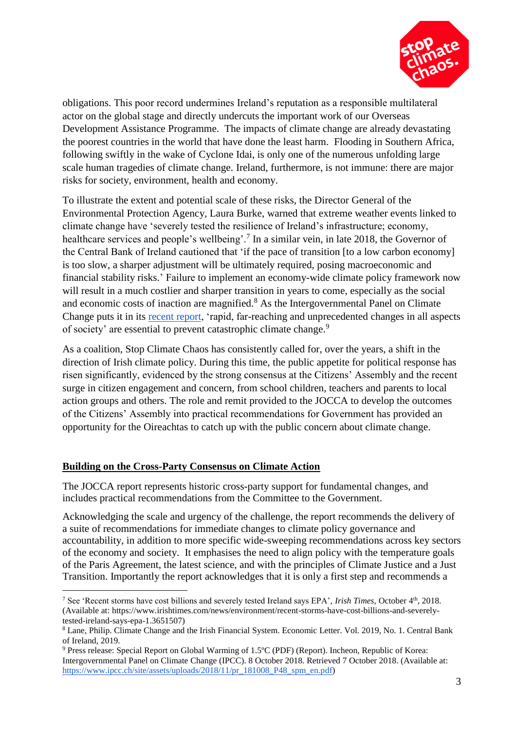obligations. This poor record undermines Ireland's reputation as a responsible multilateral actor on the global stage and directly undercuts the important work of our Overseas Development Assistance Programme. The impacts of climate change are already devastating the poorest countries in the world that have done the least harm. Flooding in Southern Africa, following swiftly in the wake of Cyclone Idai, is only one of the numerous unfolding large scale human tragedies of climate change. Ireland, furthermore, is not immune: there are major risks for society, environment, health and economy.

To illustrate the extent and potential scale of these risks, the Director General of the Environmental Protection Agency, Laura Burke, warned that extreme weather events linked to climate change have 'severely tested the resilience of Ireland's infrastructure; economy, healthcare services and people's wellbeing'.[7] In a similar vein, in late 2018, the Governor of the Central Bank of Ireland cautioned that 'if the pace of transition [to a low carbon economy] is too slow, a sharper adjustment will be ultimately required, posing macroeconomic and financial stability risks.' Failure to implement an economy-wide climate policy framework now will result in a much costlier and sharper transition in years to come, especially as the social and economic costs of inaction are magnified.[8] As the Intergovernmental Panel on Climate Change puts it in its recent report, 'rapid, far-reaching and unprecedented changes in all aspects of society' are essential to prevent catastrophic climate change.[9]

As a coalition, Stop Climate Chaos has consistently called for, over the years, a shift in the direction of Irish climate policy. During this time, the public appetite for political response has risen significantly, evidenced by the strong consensus at the Citizens' Assembly and the recent surge in citizen engagement and concern, from school children, teachers and parents to local action groups and others. The role and remit provided to the JOCCA to develop the outcomes of the Citizens' Assembly into practical recommendations for Government has provided an opportunity for the Oireachtas to catch up with the public concern about climate change.

## Building on the Cross-Party Consensus on Climate Action

The JOCCA report represents historic cross-party support for fundamental changes, and includes practical recommendations from the Committee to the Government.

Acknowledging the scale and urgency of the challenge, the report recommends the delivery of a suite of recommendations for immediate changes to climate policy governance and accountability, in addition to more specific wide-sweeping recommendations across key sectors of the economy and society. It emphasises the need to align policy with the temperature goals of the Paris Agreement, the latest science, and with the principles of Climate Justice and a Just Transition. Importantly the report acknowledges that it is only a first step and recommends a

---

[7] See 'Recent storms have cost billions and severely tested Ireland says EPA', *Irish Times*, October 4th, 2018. (Available at: https://www.irishtimes.com/news/environment/recent-storms-have-cost-billions-and-severely-tested-ireland-says-epa-1.3651507)

[8] Lane, Philip. Climate Change and the Irish Financial System. Economic Letter. Vol. 2019, No. 1. Central Bank of Ireland, 2019.

[9] Press release: Special Report on Global Warming of 1.5ºC (PDF) (Report). Incheon, Republic of Korea: Intergovernmental Panel on Climate Change (IPCC). 8 October 2018. Retrieved 7 October 2018. (Available at: https://www.ipcc.ch/site/assets/uploads/2018/11/pr_181008_P48_spm_en.pdf)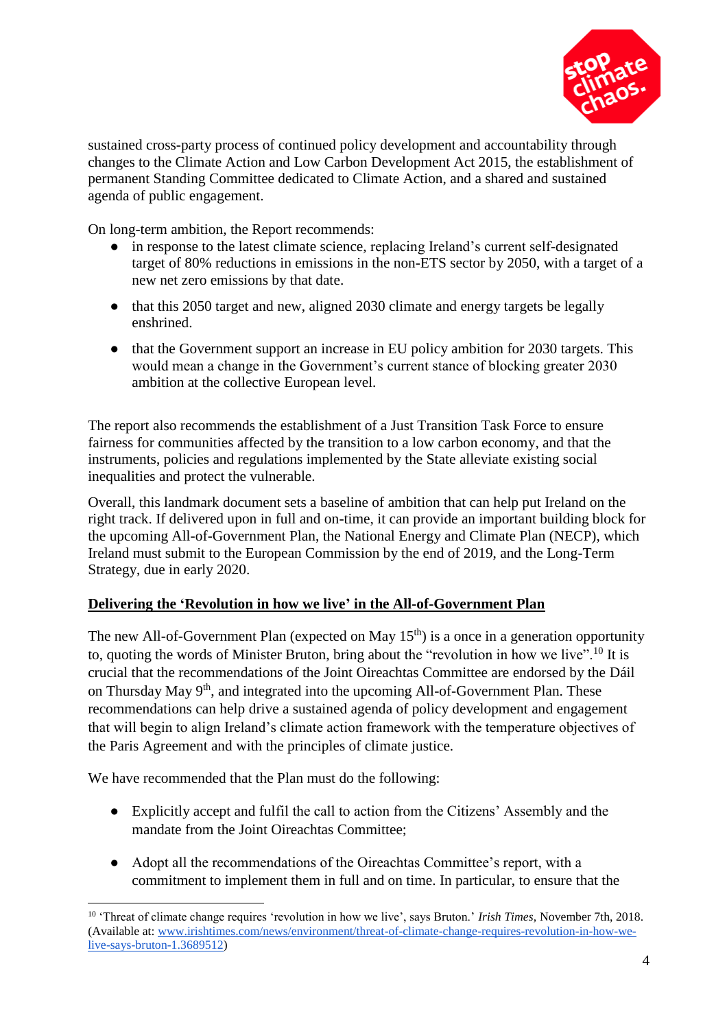sustained cross-party process of continued policy development and accountability through changes to the Climate Action and Low Carbon Development Act 2015, the establishment of permanent Standing Committee dedicated to Climate Action, and a shared and sustained agenda of public engagement.

On long-term ambition, the Report recommends:

- in response to the latest climate science, replacing Ireland's current self-designated target of 80% reductions in emissions in the non-ETS sector by 2050, with a target of a new net zero emissions by that date.
- that this 2050 target and new, aligned 2030 climate and energy targets be legally enshrined.
- that the Government support an increase in EU policy ambition for 2030 targets. This would mean a change in the Government's current stance of blocking greater 2030 ambition at the collective European level.

The report also recommends the establishment of a Just Transition Task Force to ensure fairness for communities affected by the transition to a low carbon economy, and that the instruments, policies and regulations implemented by the State alleviate existing social inequalities and protect the vulnerable.

Overall, this landmark document sets a baseline of ambition that can help put Ireland on the right track. If delivered upon in full and on-time, it can provide an important building block for the upcoming All-of-Government Plan, the National Energy and Climate Plan (NECP), which Ireland must submit to the European Commission by the end of 2019, and the Long-Term Strategy, due in early 2020.

## Delivering the 'Revolution in how we live' in the All-of-Government Plan

The new All-of-Government Plan (expected on May 15th) is a once in a generation opportunity to, quoting the words of Minister Bruton, bring about the "revolution in how we live".[10] It is crucial that the recommendations of the Joint Oireachtas Committee are endorsed by the Dáil on Thursday May 9th, and integrated into the upcoming All-of-Government Plan. These recommendations can help drive a sustained agenda of policy development and engagement that will begin to align Ireland's climate action framework with the temperature objectives of the Paris Agreement and with the principles of climate justice.

We have recommended that the Plan must do the following:

- Explicitly accept and fulfil the call to action from the Citizens' Assembly and the mandate from the Joint Oireachtas Committee;
- Adopt all the recommendations of the Oireachtas Committee's report, with a commitment to implement them in full and on time. In particular, to ensure that the

[10] 'Threat of climate change requires 'revolution in how we live', says Bruton.' *Irish Times*, November 7th, 2018. (Available at: www.irishtimes.com/news/environment/threat-of-climate-change-requires-revolution-in-how-we-live-says-bruton-1.3689512)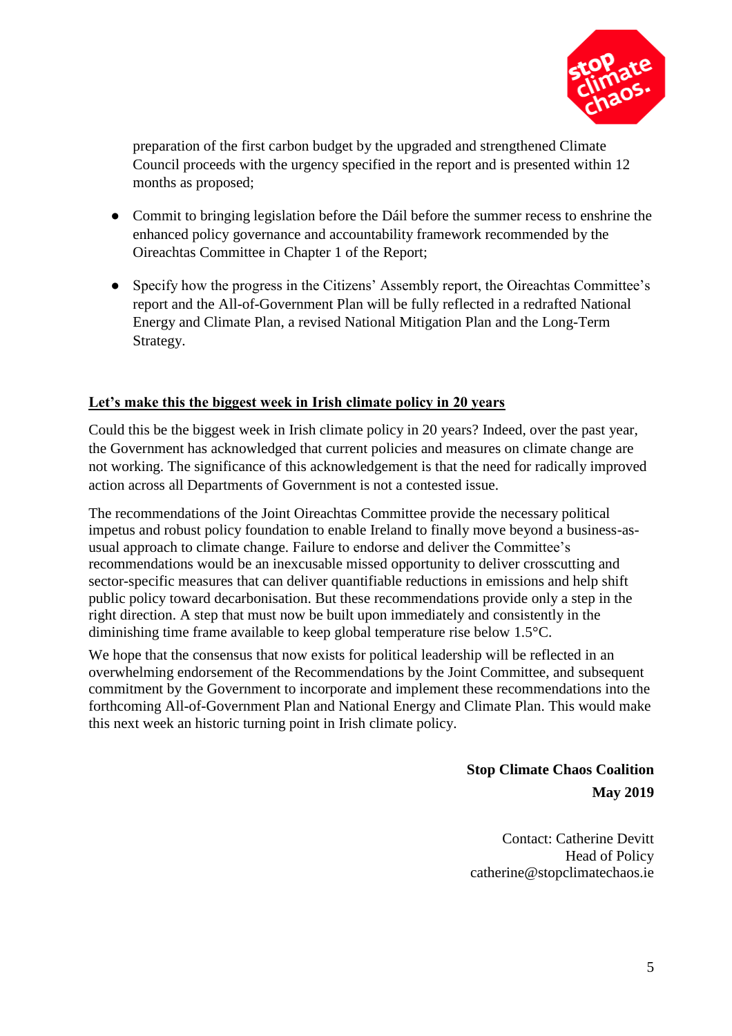preparation of the first carbon budget by the upgraded and strengthened Climate Council proceeds with the urgency specified in the report and is presented within 12 months as proposed;

- Commit to bringing legislation before the Dáil before the summer recess to enshrine the enhanced policy governance and accountability framework recommended by the Oireachtas Committee in Chapter 1 of the Report;
- Specify how the progress in the Citizens' Assembly report, the Oireachtas Committee's report and the All-of-Government Plan will be fully reflected in a redrafted National Energy and Climate Plan, a revised National Mitigation Plan and the Long-Term Strategy.

## Let's make this the biggest week in Irish climate policy in 20 years

Could this be the biggest week in Irish climate policy in 20 years? Indeed, over the past year, the Government has acknowledged that current policies and measures on climate change are not working. The significance of this acknowledgement is that the need for radically improved action across all Departments of Government is not a contested issue.

The recommendations of the Joint Oireachtas Committee provide the necessary political impetus and robust policy foundation to enable Ireland to finally move beyond a business-as-usual approach to climate change. Failure to endorse and deliver the Committee's recommendations would be an inexcusable missed opportunity to deliver crosscutting and sector-specific measures that can deliver quantifiable reductions in emissions and help shift public policy toward decarbonisation. But these recommendations provide only a step in the right direction. A step that must now be built upon immediately and consistently in the diminishing time frame available to keep global temperature rise below 1.5°C.

We hope that the consensus that now exists for political leadership will be reflected in an overwhelming endorsement of the Recommendations by the Joint Committee, and subsequent commitment by the Government to incorporate and implement these recommendations into the forthcoming All-of-Government Plan and National Energy and Climate Plan. This would make this next week an historic turning point in Irish climate policy.

**Stop Climate Chaos Coalition**
**May 2019**

Contact: Catherine Devitt
Head of Policy
catherine@stopclimatechaos.ie